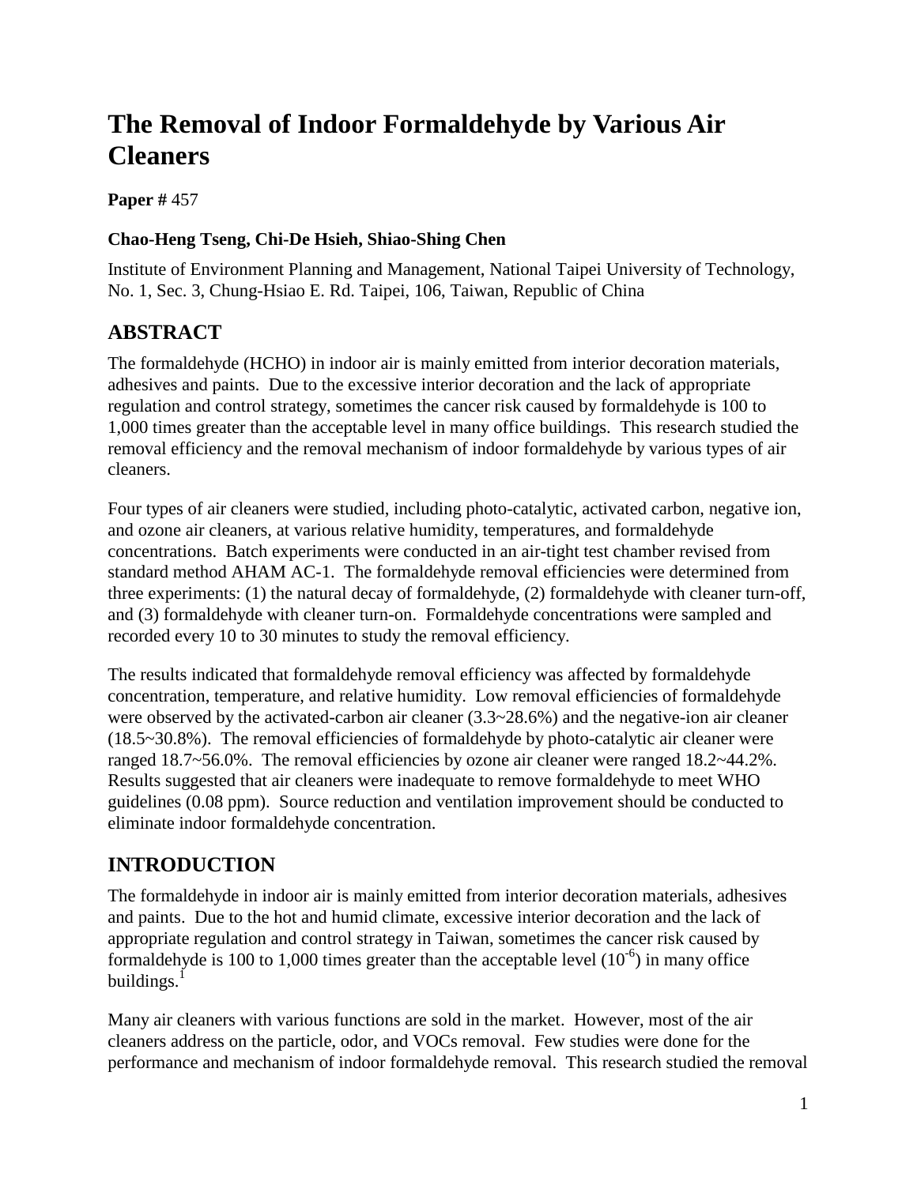# The Removal of Indoor Formaldehyde by Various Air Cleaners

**Paper #** 457

**Chao-Heng Tseng, Chi-De Hsieh, Shiao-Shing Chen**

Institute of Environment Planning and Management, National Taipei University of Technology, No. 1, Sec. 3, Chung-Hsiao E. Rd. Taipei, 106, Taiwan, Republic of China

## ABSTRACT

The formaldehyde (HCHO) in indoor air is mainly emitted from interior decoration materials, adhesives and paints. Due to the excessive interior decoration and the lack of appropriate regulation and control strategy, sometimes the cancer risk caused by formaldehyde is 100 to 1,000 times greater than the acceptable level in many office buildings. This research studied the removal efficiency and the removal mechanism of indoor formaldehyde by various types of air cleaners.

Four types of air cleaners were studied, including photo-catalytic, activated carbon, negative ion, and ozone air cleaners, at various relative humidity, temperatures, and formaldehyde concentrations. Batch experiments were conducted in an air-tight test chamber revised from standard method AHAM AC-1. The formaldehyde removal efficiencies were determined from three experiments: (1) the natural decay of formaldehyde, (2) formaldehyde with cleaner turn-off, and (3) formaldehyde with cleaner turn-on. Formaldehyde concentrations were sampled and recorded every 10 to 30 minutes to study the removal efficiency.

The results indicated that formaldehyde removal efficiency was affected by formaldehyde concentration, temperature, and relative humidity. Low removal efficiencies of formaldehyde were observed by the activated-carbon air cleaner (3.3~28.6%) and the negative-ion air cleaner (18.5~30.8%). The removal efficiencies of formaldehyde by photo-catalytic air cleaner were ranged 18.7~56.0%. The removal efficiencies by ozone air cleaner were ranged 18.2~44.2%. Results suggested that air cleaners were inadequate to remove formaldehyde to meet WHO guidelines (0.08 ppm). Source reduction and ventilation improvement should be conducted to eliminate indoor formaldehyde concentration.

## INTRODUCTION

The formaldehyde in indoor air is mainly emitted from interior decoration materials, adhesives and paints. Due to the hot and humid climate, excessive interior decoration and the lack of appropriate regulation and control strategy in Taiwan, sometimes the cancer risk caused by formaldehyde is 100 to 1,000 times greater than the acceptable level ($10^{-6}$) in many office buildings.[1]

Many air cleaners with various functions are sold in the market. However, most of the air cleaners address on the particle, odor, and VOCs removal. Few studies were done for the performance and mechanism of indoor formaldehyde removal. This research studied the removal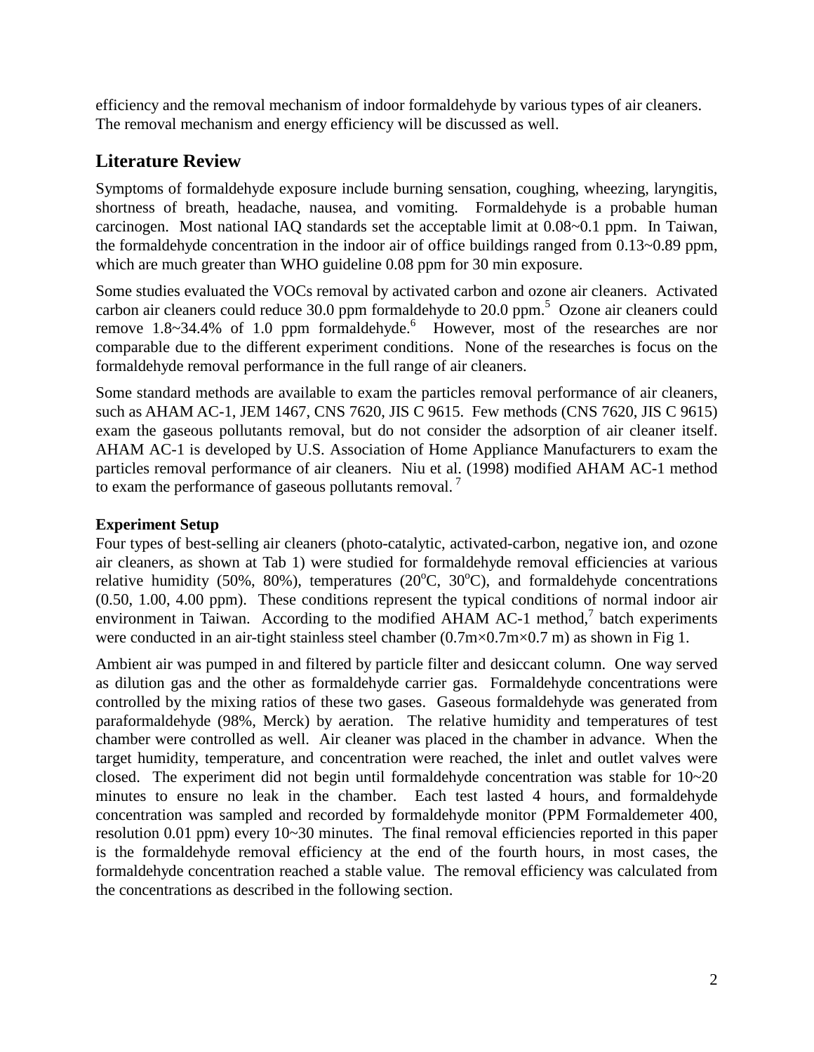efficiency and the removal mechanism of indoor formaldehyde by various types of air cleaners. The removal mechanism and energy efficiency will be discussed as well.

## Literature Review

Symptoms of formaldehyde exposure include burning sensation, coughing, wheezing, laryngitis, shortness of breath, headache, nausea, and vomiting. Formaldehyde is a probable human carcinogen. Most national IAQ standards set the acceptable limit at 0.08~0.1 ppm. In Taiwan, the formaldehyde concentration in the indoor air of office buildings ranged from 0.13~0.89 ppm, which are much greater than WHO guideline 0.08 ppm for 30 min exposure.

Some studies evaluated the VOCs removal by activated carbon and ozone air cleaners. Activated carbon air cleaners could reduce 30.0 ppm formaldehyde to 20.0 ppm.[5] Ozone air cleaners could remove 1.8~34.4% of 1.0 ppm formaldehyde.[6] However, most of the researches are nor comparable due to the different experiment conditions. None of the researches is focus on the formaldehyde removal performance in the full range of air cleaners.

Some standard methods are available to exam the particles removal performance of air cleaners, such as AHAM AC-1, JEM 1467, CNS 7620, JIS C 9615. Few methods (CNS 7620, JIS C 9615) exam the gaseous pollutants removal, but do not consider the adsorption of air cleaner itself. AHAM AC-1 is developed by U.S. Association of Home Appliance Manufacturers to exam the particles removal performance of air cleaners. Niu et al. (1998) modified AHAM AC-1 method to exam the performance of gaseous pollutants removal.[7]

### Experiment Setup

Four types of best-selling air cleaners (photo-catalytic, activated-carbon, negative ion, and ozone air cleaners, as shown at Tab 1) were studied for formaldehyde removal efficiencies at various relative humidity (50%, 80%), temperatures ($20^oC$, $30^oC$), and formaldehyde concentrations (0.50, 1.00, 4.00 ppm). These conditions represent the typical conditions of normal indoor air environment in Taiwan. According to the modified AHAM AC-1 method,[7] batch experiments were conducted in an air-tight stainless steel chamber (0.7m×0.7m×0.7 m) as shown in Fig 1.

Ambient air was pumped in and filtered by particle filter and desiccant column. One way served as dilution gas and the other as formaldehyde carrier gas. Formaldehyde concentrations were controlled by the mixing ratios of these two gases. Gaseous formaldehyde was generated from paraformaldehyde (98%, Merck) by aeration. The relative humidity and temperatures of test chamber were controlled as well. Air cleaner was placed in the chamber in advance. When the target humidity, temperature, and concentration were reached, the inlet and outlet valves were closed. The experiment did not begin until formaldehyde concentration was stable for 10~20 minutes to ensure no leak in the chamber. Each test lasted 4 hours, and formaldehyde concentration was sampled and recorded by formaldehyde monitor (PPM Formaldemeter 400, resolution 0.01 ppm) every 10~30 minutes. The final removal efficiencies reported in this paper is the formaldehyde removal efficiency at the end of the fourth hours, in most cases, the formaldehyde concentration reached a stable value. The removal efficiency was calculated from the concentrations as described in the following section.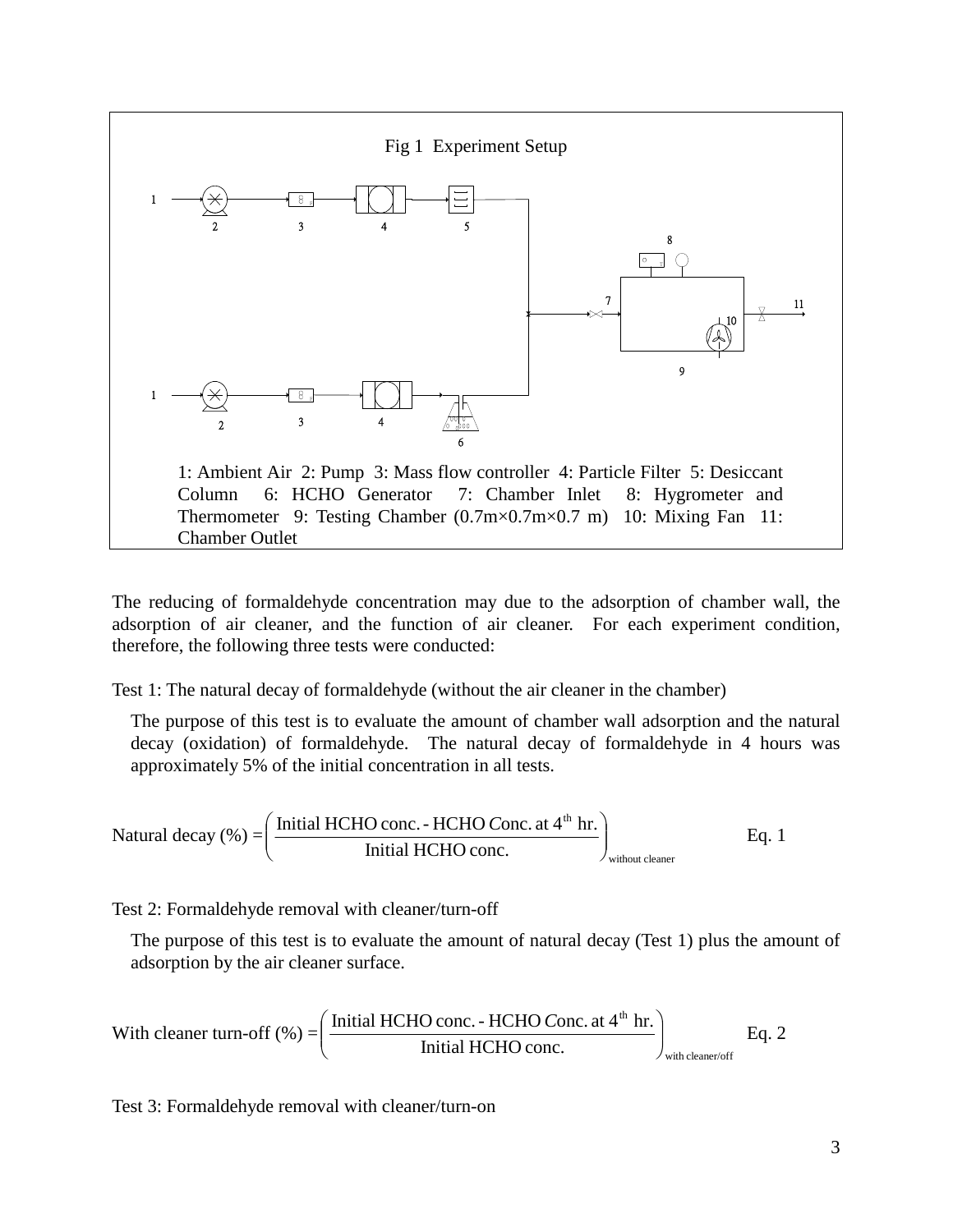Fig 1 Experiment Setup

1: Ambient Air 2: Pump 3: Mass flow controller 4: Particle Filter 5: Desiccant Column 6: HCHO Generator 7: Chamber Inlet 8: Hygrometer and Thermometer 9: Testing Chamber (0.7m×0.7m×0.7 m) 10: Mixing Fan 11: Chamber Outlet

The reducing of formaldehyde concentration may due to the adsorption of chamber wall, the adsorption of air cleaner, and the function of air cleaner. For each experiment condition, therefore, the following three tests were conducted:

Test 1: The natural decay of formaldehyde (without the air cleaner in the chamber)

The purpose of this test is to evaluate the amount of chamber wall adsorption and the natural decay (oxidation) of formaldehyde. The natural decay of formaldehyde in 4 hours was approximately 5% of the initial concentration in all tests.

$$\text{Natural decay (\%)} = \left( \frac{\text{Initial HCHO conc.} - \text{HCHO } C\text{onc. at } 4^{\text{th}} \text{ hr.}}{\text{Initial HCHO conc.}} \right)_{\text{without cleaner}} \quad \text{Eq. 1}$$

Test 2: Formaldehyde removal with cleaner/turn-off

The purpose of this test is to evaluate the amount of natural decay (Test 1) plus the amount of adsorption by the air cleaner surface.

$$\text{With cleaner turn-off (\%)} = \left( \frac{\text{Initial HCHO conc.} - \text{HCHO } C\text{onc. at } 4^{\text{th}} \text{ hr.}}{\text{Initial HCHO conc.}} \right)_{\text{with cleaner/off}} \quad \text{Eq. 2}$$

Test 3: Formaldehyde removal with cleaner/turn-on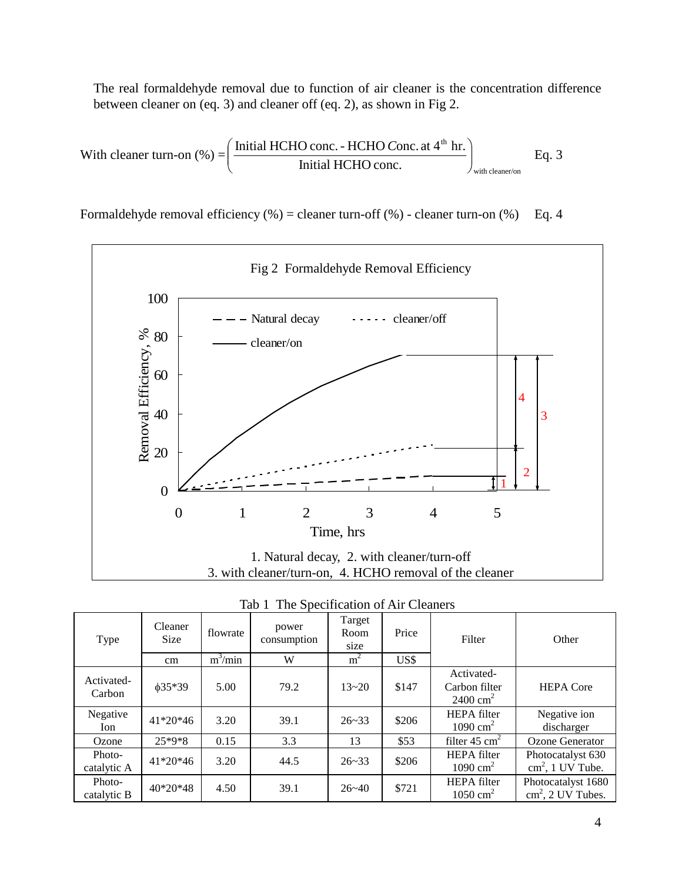The real formaldehyde removal due to function of air cleaner is the concentration difference between cleaner on (eq. 3) and cleaner off (eq. 2), as shown in Fig 2.

$$\text{With cleaner turn-on (\%)} = \left( \frac{\text{Initial HCHO conc.} - \text{HCHO } Conc. \text{ at } 4^{th} \text{ hr.}}{\text{Initial HCHO conc.}} \right)_{\text{with cleaner/on}} \quad \text{Eq. 3}$$

Formaldehyde removal efficiency (%) = cleaner turn-off (%) - cleaner turn-on (%)     Eq. 4

Fig 2  Formaldehyde Removal Efficiency

1. Natural decay, 2. with cleaner/turn-off
3. with cleaner/turn-on, 4. HCHO removal of the cleaner

Tab 1  The Specification of Air Cleaners

| Type | Cleaner Size | flowrate | power consumption | Target Room size | Price | Filter | Other |
|---|---|---|---|---|---|---|---|
| | cm | $m^3$/min | W | $m^2$ | US$ | | |
| Activated-Carbon | ϕ35*39 | 5.00 | 79.2 | 13~20 | $147 | Activated-Carbon filter 2400 $cm^2$ | HEPA Core |
| Negative Ion | 41*20*46 | 3.20 | 39.1 | 26~33 | $206 | HEPA filter 1090 $cm^2$ | Negative ion discharger |
| Ozone | 25*9*8 | 0.15 | 3.3 | 13 | $53 | filter 45 $cm^2$ | Ozone Generator |
| Photo-catalytic A | 41*20*46 | 3.20 | 44.5 | 26~33 | $206 | HEPA filter 1090 $cm^2$ | Photocatalyst 630 $cm^2$, 1 UV Tube. |
| Photo-catalytic B | 40*20*48 | 4.50 | 39.1 | 26~40 | $721 | HEPA filter 1050 $cm^2$ | Photocatalyst 1680 $cm^2$, 2 UV Tubes. |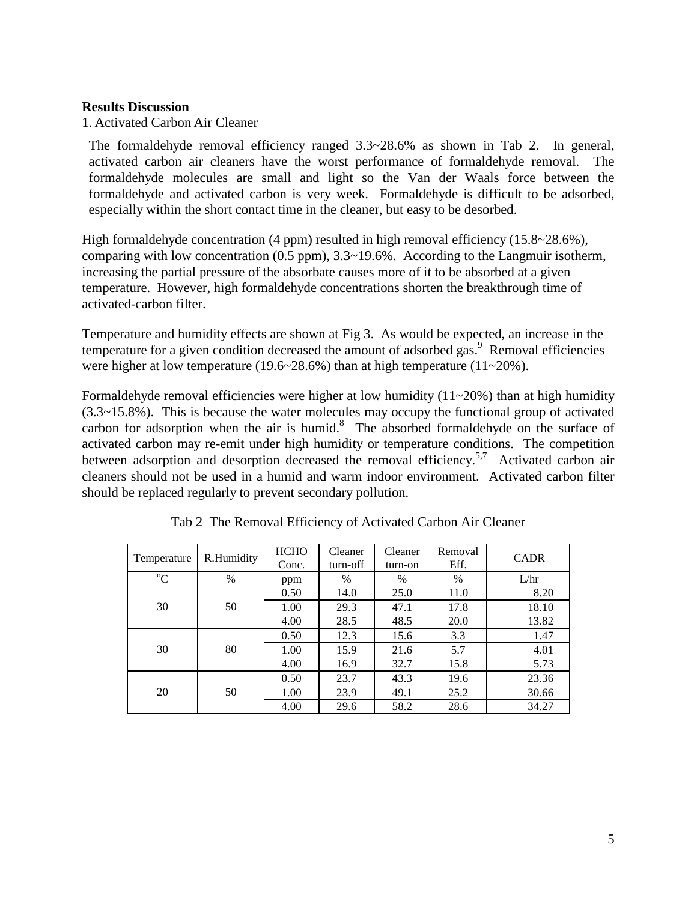**Results Discussion**

1. Activated Carbon Air Cleaner

The formaldehyde removal efficiency ranged 3.3~28.6% as shown in Tab 2. In general, activated carbon air cleaners have the worst performance of formaldehyde removal. The formaldehyde molecules are small and light so the Van der Waals force between the formaldehyde and activated carbon is very week. Formaldehyde is difficult to be adsorbed, especially within the short contact time in the cleaner, but easy to be desorbed.

High formaldehyde concentration (4 ppm) resulted in high removal efficiency (15.8~28.6%), comparing with low concentration (0.5 ppm), 3.3~19.6%. According to the Langmuir isotherm, increasing the partial pressure of the absorbate causes more of it to be absorbed at a given temperature. However, high formaldehyde concentrations shorten the breakthrough time of activated-carbon filter.

Temperature and humidity effects are shown at Fig 3. As would be expected, an increase in the temperature for a given condition decreased the amount of adsorbed gas.[9] Removal efficiencies were higher at low temperature (19.6~28.6%) than at high temperature (11~20%).

Formaldehyde removal efficiencies were higher at low humidity (11~20%) than at high humidity (3.3~15.8%). This is because the water molecules may occupy the functional group of activated carbon for adsorption when the air is humid.[8] The absorbed formaldehyde on the surface of activated carbon may re-emit under high humidity or temperature conditions. The competition between adsorption and desorption decreased the removal efficiency.[5,7] Activated carbon air cleaners should not be used in a humid and warm indoor environment. Activated carbon filter should be replaced regularly to prevent secondary pollution.

Tab 2 The Removal Efficiency of Activated Carbon Air Cleaner

| Temperature | R.Humidity | HCHO Conc. | Cleaner turn-off | Cleaner turn-on | Removal Eff. | CADR |
|---|---|---|---|---|---|---|
| °C | % | ppm | % | % | % | L/hr |
| 30 | 50 | 0.50 | 14.0 | 25.0 | 11.0 | 8.20 |
| | | 1.00 | 29.3 | 47.1 | 17.8 | 18.10 |
| | | 4.00 | 28.5 | 48.5 | 20.0 | 13.82 |
| 30 | 80 | 0.50 | 12.3 | 15.6 | 3.3 | 1.47 |
| | | 1.00 | 15.9 | 21.6 | 5.7 | 4.01 |
| | | 4.00 | 16.9 | 32.7 | 15.8 | 5.73 |
| 20 | 50 | 0.50 | 23.7 | 43.3 | 19.6 | 23.36 |
| | | 1.00 | 23.9 | 49.1 | 25.2 | 30.66 |
| | | 4.00 | 29.6 | 58.2 | 28.6 | 34.27 |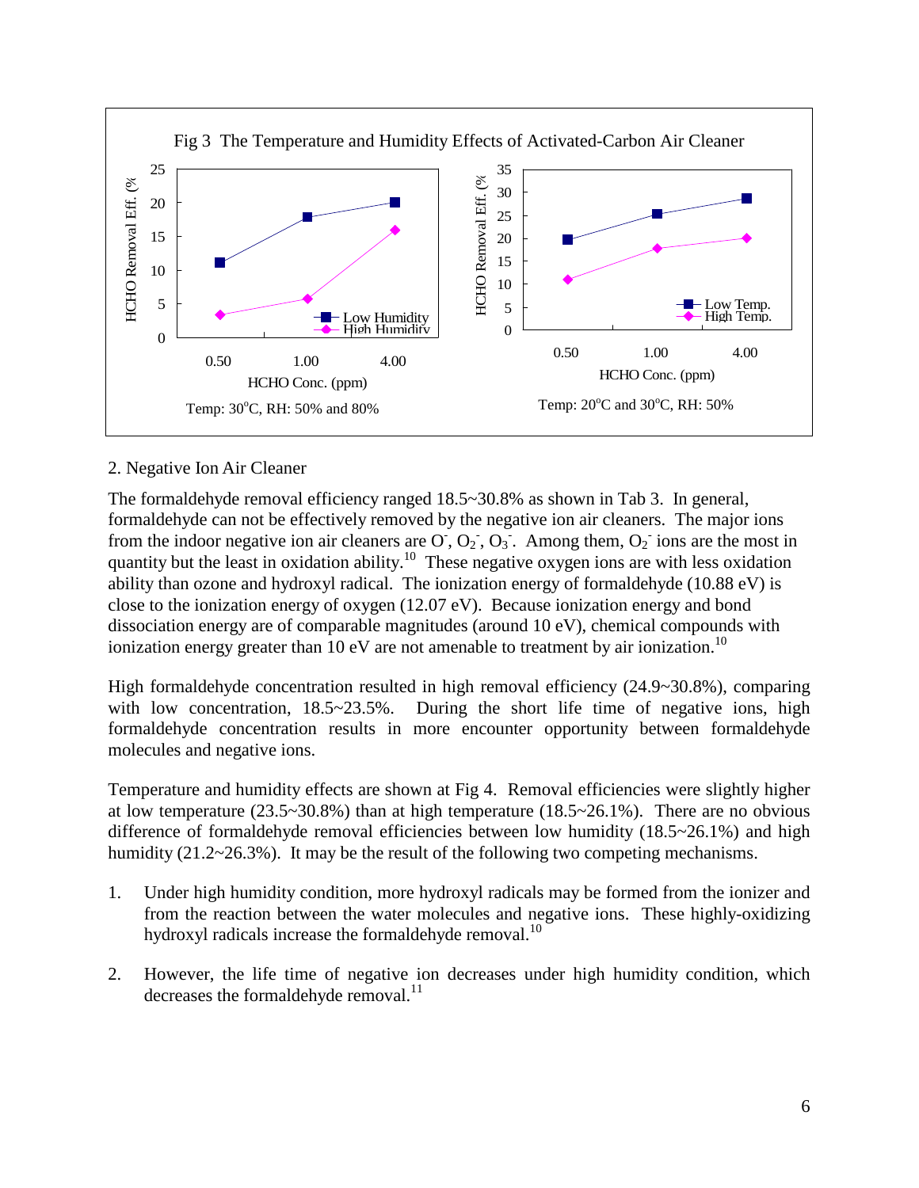Fig 3 The Temperature and Humidity Effects of Activated-Carbon Air Cleaner

Temp: 30°C, RH: 50% and 80%

Temp: 20°C and 30°C, RH: 50%

2. Negative Ion Air Cleaner

The formaldehyde removal efficiency ranged 18.5~30.8% as shown in Tab 3. In general, formaldehyde can not be effectively removed by the negative ion air cleaners. The major ions from the indoor negative ion air cleaners are $O^-$, $O_2^-$, $O_3^-$. Among them, $O_2^-$ ions are the most in quantity but the least in oxidation ability.[10] These negative oxygen ions are with less oxidation ability than ozone and hydroxyl radical. The ionization energy of formaldehyde (10.88 eV) is close to the ionization energy of oxygen (12.07 eV). Because ionization energy and bond dissociation energy are of comparable magnitudes (around 10 eV), chemical compounds with ionization energy greater than 10 eV are not amenable to treatment by air ionization.[10]

High formaldehyde concentration resulted in high removal efficiency (24.9~30.8%), comparing with low concentration, 18.5~23.5%. During the short life time of negative ions, high formaldehyde concentration results in more encounter opportunity between formaldehyde molecules and negative ions.

Temperature and humidity effects are shown at Fig 4. Removal efficiencies were slightly higher at low temperature (23.5~30.8%) than at high temperature (18.5~26.1%). There are no obvious difference of formaldehyde removal efficiencies between low humidity (18.5~26.1%) and high humidity (21.2~26.3%). It may be the result of the following two competing mechanisms.

1. Under high humidity condition, more hydroxyl radicals may be formed from the ionizer and from the reaction between the water molecules and negative ions. These highly-oxidizing hydroxyl radicals increase the formaldehyde removal.[10]

2. However, the life time of negative ion decreases under high humidity condition, which decreases the formaldehyde removal.[11]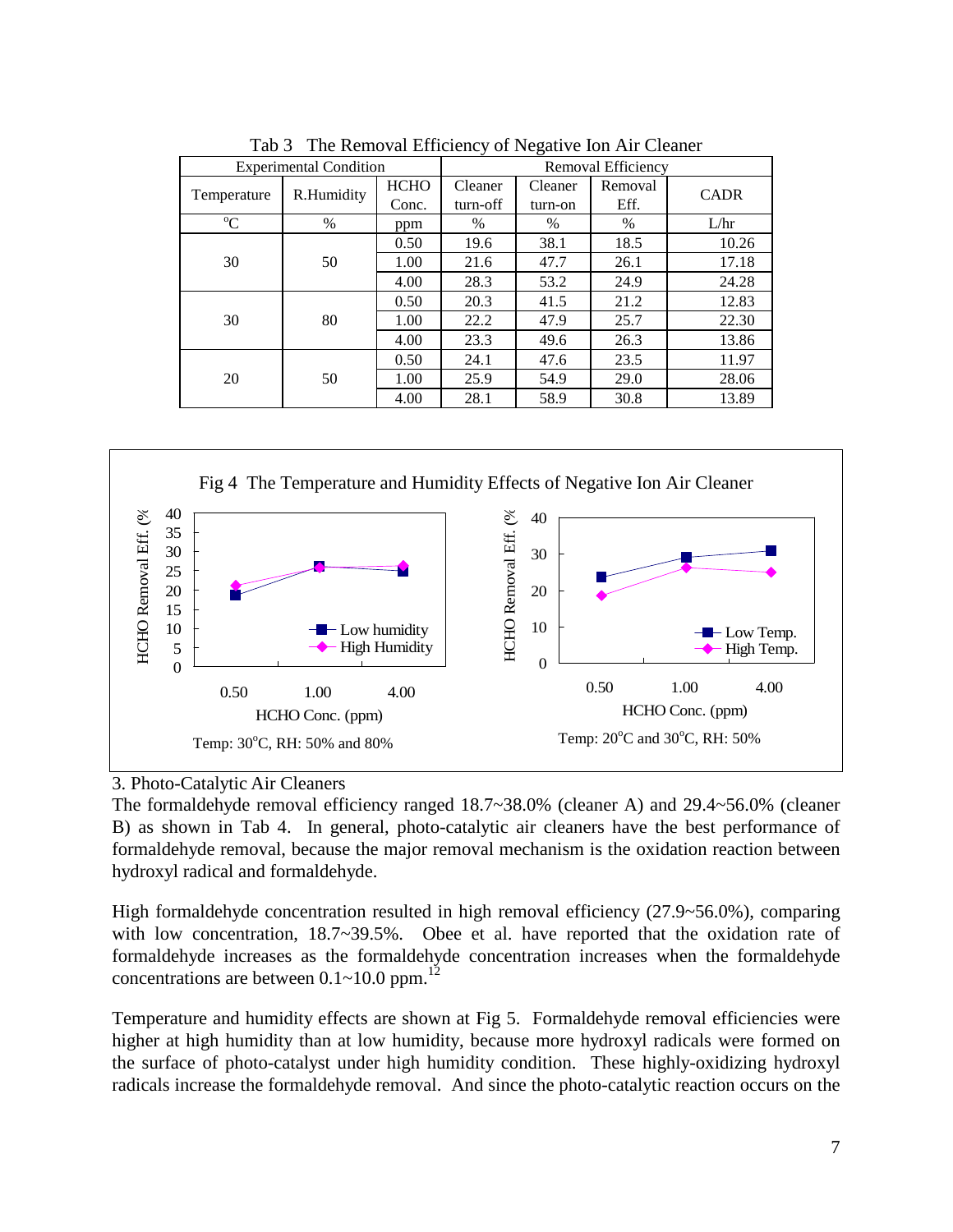Tab 3   The Removal Efficiency of Negative Ion Air Cleaner

| Experimental Condition | | | Removal Efficiency | | | |
|---|---|---|---|---|---|---|
| Temperature | R.Humidity | HCHO Conc. | Cleaner turn-off | Cleaner turn-on | Removal Eff. | CADR |
| °C | % | ppm | % | % | % | L/hr |
| 30 | 50 | 0.50 | 19.6 | 38.1 | 18.5 | 10.26 |
| | | 1.00 | 21.6 | 47.7 | 26.1 | 17.18 |
| | | 4.00 | 28.3 | 53.2 | 24.9 | 24.28 |
| 30 | 80 | 0.50 | 20.3 | 41.5 | 21.2 | 12.83 |
| | | 1.00 | 22.2 | 47.9 | 25.7 | 22.30 |
| | | 4.00 | 23.3 | 49.6 | 26.3 | 13.86 |
| 20 | 50 | 0.50 | 24.1 | 47.6 | 23.5 | 11.97 |
| | | 1.00 | 25.9 | 54.9 | 29.0 | 28.06 |
| | | 4.00 | 28.1 | 58.9 | 30.8 | 13.89 |

Fig 4  The Temperature and Humidity Effects of Negative Ion Air Cleaner

Temp: 30°C, RH: 50% and 80%

Temp: 20°C and 30°C, RH: 50%

3. Photo-Catalytic Air Cleaners

The formaldehyde removal efficiency ranged 18.7~38.0% (cleaner A) and 29.4~56.0% (cleaner B) as shown in Tab 4. In general, photo-catalytic air cleaners have the best performance of formaldehyde removal, because the major removal mechanism is the oxidation reaction between hydroxyl radical and formaldehyde.

High formaldehyde concentration resulted in high removal efficiency (27.9~56.0%), comparing with low concentration, 18.7~39.5%. Obee et al. have reported that the oxidation rate of formaldehyde increases as the formaldehyde concentration increases when the formaldehyde concentrations are between 0.1~10.0 ppm.[12]

Temperature and humidity effects are shown at Fig 5. Formaldehyde removal efficiencies were higher at high humidity than at low humidity, because more hydroxyl radicals were formed on the surface of photo-catalyst under high humidity condition. These highly-oxidizing hydroxyl radicals increase the formaldehyde removal. And since the photo-catalytic reaction occurs on the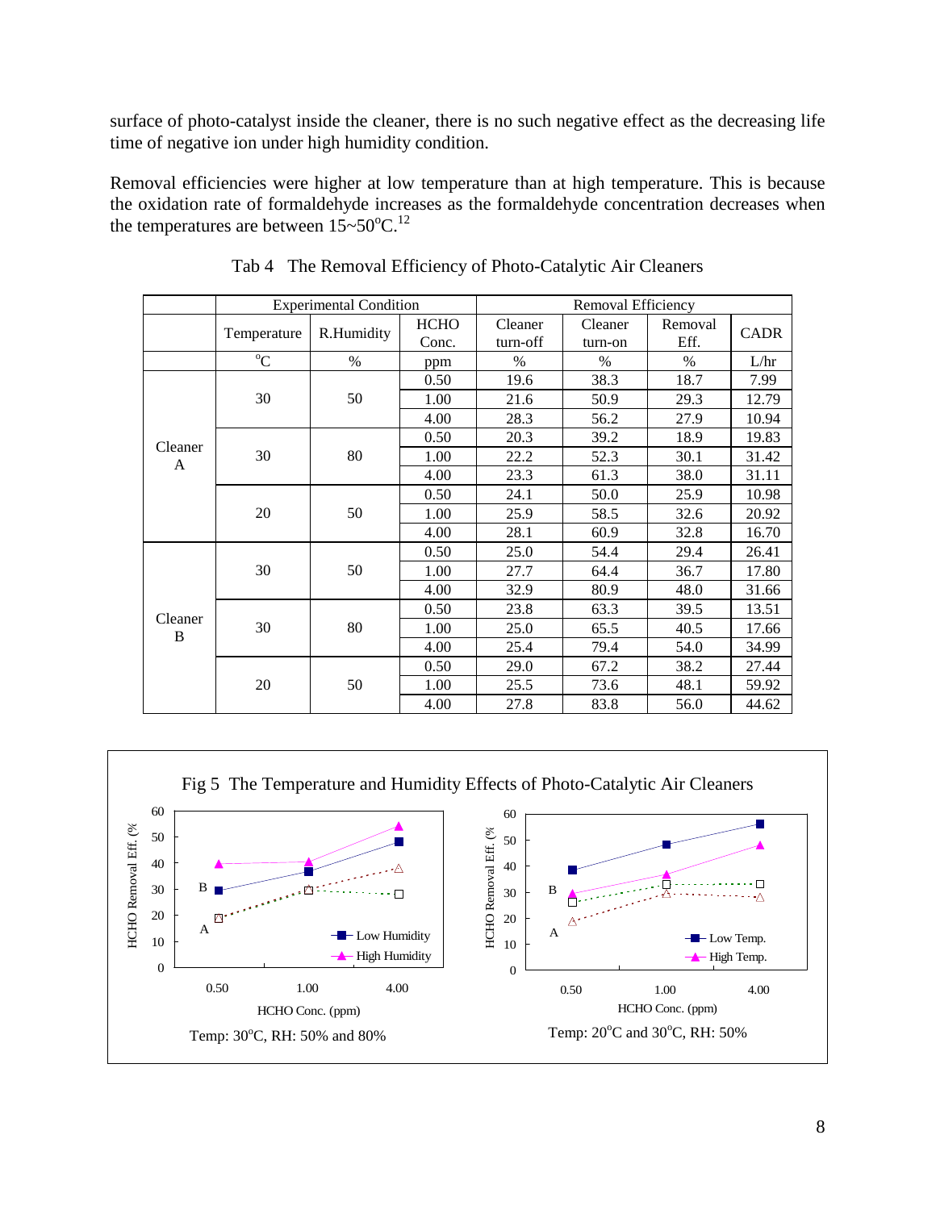surface of photo-catalyst inside the cleaner, there is no such negative effect as the decreasing life time of negative ion under high humidity condition.

Removal efficiencies were higher at low temperature than at high temperature. This is because the oxidation rate of formaldehyde increases as the formaldehyde concentration decreases when the temperatures are between 15~50°C.[12]

Tab 4 The Removal Efficiency of Photo-Catalytic Air Cleaners

| | Experimental Condition | | | Removal Efficiency | | | |
|---|---|---|---|---|---|---|---|
| | Temperature | R.Humidity | HCHO Conc. | Cleaner turn-off | Cleaner turn-on | Removal Eff. | CADR |
| | °C | % | ppm | % | % | % | L/hr |
| Cleaner A | 30 | 50 | 0.50 | 19.6 | 38.3 | 18.7 | 7.99 |
| | | | 1.00 | 21.6 | 50.9 | 29.3 | 12.79 |
| | | | 4.00 | 28.3 | 56.2 | 27.9 | 10.94 |
| | 30 | 80 | 0.50 | 20.3 | 39.2 | 18.9 | 19.83 |
| | | | 1.00 | 22.2 | 52.3 | 30.1 | 31.42 |
| | | | 4.00 | 23.3 | 61.3 | 38.0 | 31.11 |
| | 20 | 50 | 0.50 | 24.1 | 50.0 | 25.9 | 10.98 |
| | | | 1.00 | 25.9 | 58.5 | 32.6 | 20.92 |
| | | | 4.00 | 28.1 | 60.9 | 32.8 | 16.70 |
| Cleaner B | 30 | 50 | 0.50 | 25.0 | 54.4 | 29.4 | 26.41 |
| | | | 1.00 | 27.7 | 64.4 | 36.7 | 17.80 |
| | | | 4.00 | 32.9 | 80.9 | 48.0 | 31.66 |
| | 30 | 80 | 0.50 | 23.8 | 63.3 | 39.5 | 13.51 |
| | | | 1.00 | 25.0 | 65.5 | 40.5 | 17.66 |
| | | | 4.00 | 25.4 | 79.4 | 54.0 | 34.99 |
| | 20 | 50 | 0.50 | 29.0 | 67.2 | 38.2 | 27.44 |
| | | | 1.00 | 25.5 | 73.6 | 48.1 | 59.92 |
| | | | 4.00 | 27.8 | 83.8 | 56.0 | 44.62 |

Fig 5 The Temperature and Humidity Effects of Photo-Catalytic Air Cleaners

Temp: 30°C, RH: 50% and 80%

Temp: 20°C and 30°C, RH: 50%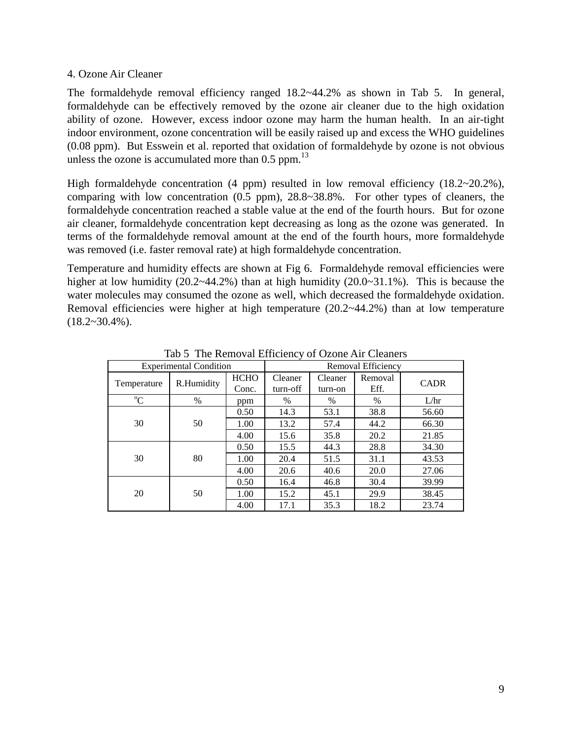4. Ozone Air Cleaner

The formaldehyde removal efficiency ranged 18.2~44.2% as shown in Tab 5. In general, formaldehyde can be effectively removed by the ozone air cleaner due to the high oxidation ability of ozone. However, excess indoor ozone may harm the human health. In an air-tight indoor environment, ozone concentration will be easily raised up and excess the WHO guidelines (0.08 ppm). But Esswein et al. reported that oxidation of formaldehyde by ozone is not obvious unless the ozone is accumulated more than 0.5 ppm.[13]

High formaldehyde concentration (4 ppm) resulted in low removal efficiency (18.2~20.2%), comparing with low concentration (0.5 ppm), 28.8~38.8%. For other types of cleaners, the formaldehyde concentration reached a stable value at the end of the fourth hours. But for ozone air cleaner, formaldehyde concentration kept decreasing as long as the ozone was generated. In terms of the formaldehyde removal amount at the end of the fourth hours, more formaldehyde was removed (i.e. faster removal rate) at high formaldehyde concentration.

Temperature and humidity effects are shown at Fig 6. Formaldehyde removal efficiencies were higher at low humidity (20.2~44.2%) than at high humidity (20.0~31.1%). This is because the water molecules may consumed the ozone as well, which decreased the formaldehyde oxidation. Removal efficiencies were higher at high temperature (20.2~44.2%) than at low temperature (18.2~30.4%).

Tab 5 The Removal Efficiency of Ozone Air Cleaners

| Experimental Condition | | | Removal Efficiency | | | |
|---|---|---|---|---|---|---|
| Temperature | R.Humidity | HCHO Conc. | Cleaner turn-off | Cleaner turn-on | Removal Eff. | CADR |
| $^{o}C$ | % | ppm | % | % | % | L/hr |
| 30 | 50 | 0.50 | 14.3 | 53.1 | 38.8 | 56.60 |
| | | 1.00 | 13.2 | 57.4 | 44.2 | 66.30 |
| | | 4.00 | 15.6 | 35.8 | 20.2 | 21.85 |
| 30 | 80 | 0.50 | 15.5 | 44.3 | 28.8 | 34.30 |
| | | 1.00 | 20.4 | 51.5 | 31.1 | 43.53 |
| | | 4.00 | 20.6 | 40.6 | 20.0 | 27.06 |
| 20 | 50 | 0.50 | 16.4 | 46.8 | 30.4 | 39.99 |
| | | 1.00 | 15.2 | 45.1 | 29.9 | 38.45 |
| | | 4.00 | 17.1 | 35.3 | 18.2 | 23.74 |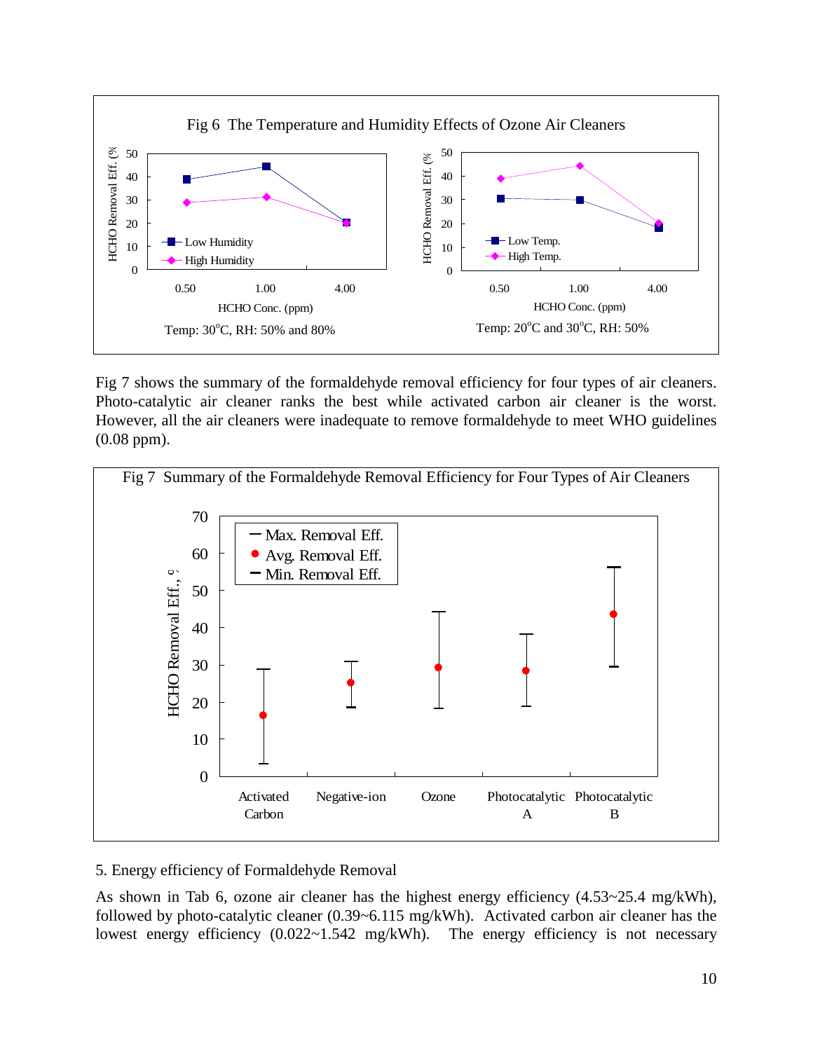Fig 6 The Temperature and Humidity Effects of Ozone Air Cleaners

Temp: 30°C, RH: 50% and 80%

Temp: 20°C and 30°C, RH: 50%

Fig 7 shows the summary of the formaldehyde removal efficiency for four types of air cleaners. Photo-catalytic air cleaner ranks the best while activated carbon air cleaner is the worst. However, all the air cleaners were inadequate to remove formaldehyde to meet WHO guidelines (0.08 ppm).

Fig 7 Summary of the Formaldehyde Removal Efficiency for Four Types of Air Cleaners

## 5. Energy efficiency of Formaldehyde Removal

As shown in Tab 6, ozone air cleaner has the highest energy efficiency (4.53~25.4 mg/kWh), followed by photo-catalytic cleaner (0.39~6.115 mg/kWh). Activated carbon air cleaner has the lowest energy efficiency (0.022~1.542 mg/kWh). The energy efficiency is not necessary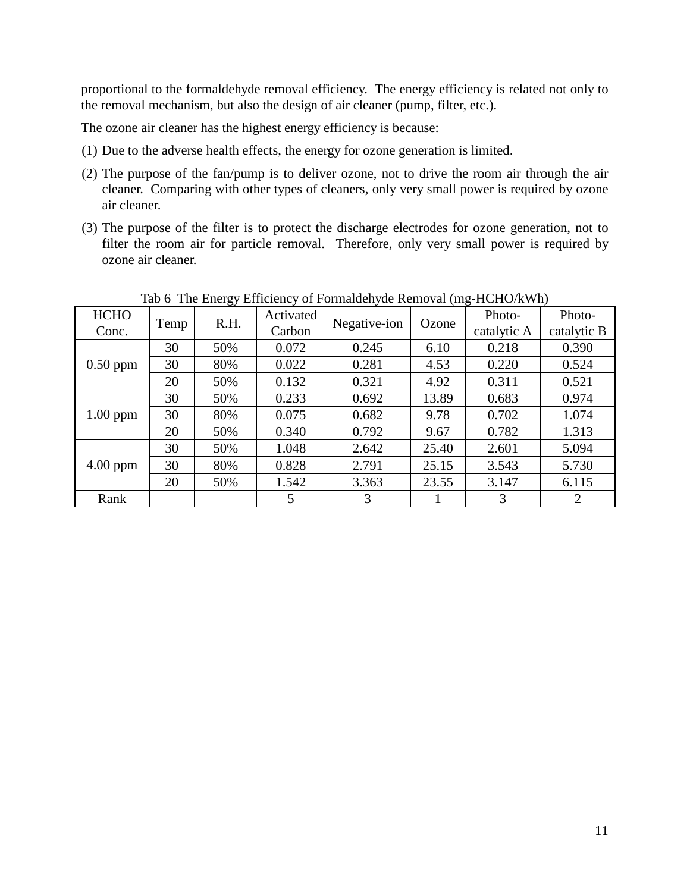proportional to the formaldehyde removal efficiency. The energy efficiency is related not only to the removal mechanism, but also the design of air cleaner (pump, filter, etc.).

The ozone air cleaner has the highest energy efficiency is because:

(1) Due to the adverse health effects, the energy for ozone generation is limited.

(2) The purpose of the fan/pump is to deliver ozone, not to drive the room air through the air cleaner. Comparing with other types of cleaners, only very small power is required by ozone air cleaner.

(3) The purpose of the filter is to protect the discharge electrodes for ozone generation, not to filter the room air for particle removal. Therefore, only very small power is required by ozone air cleaner.

Tab 6 The Energy Efficiency of Formaldehyde Removal (mg-HCHO/kWh)

| HCHO Conc. | Temp | R.H. | Activated Carbon | Negative-ion | Ozone | Photo-catalytic A | Photo-catalytic B |
|---|---|---|---|---|---|---|---|
| 0.50 ppm | 30 | 50% | 0.072 | 0.245 | 6.10 | 0.218 | 0.390 |
| | 30 | 80% | 0.022 | 0.281 | 4.53 | 0.220 | 0.524 |
| | 20 | 50% | 0.132 | 0.321 | 4.92 | 0.311 | 0.521 |
| 1.00 ppm | 30 | 50% | 0.233 | 0.692 | 13.89 | 0.683 | 0.974 |
| | 30 | 80% | 0.075 | 0.682 | 9.78 | 0.702 | 1.074 |
| | 20 | 50% | 0.340 | 0.792 | 9.67 | 0.782 | 1.313 |
| 4.00 ppm | 30 | 50% | 1.048 | 2.642 | 25.40 | 2.601 | 5.094 |
| | 30 | 80% | 0.828 | 2.791 | 25.15 | 3.543 | 5.730 |
| | 20 | 50% | 1.542 | 3.363 | 23.55 | 3.147 | 6.115 |
| Rank | | | 5 | 3 | 1 | 3 | 2 |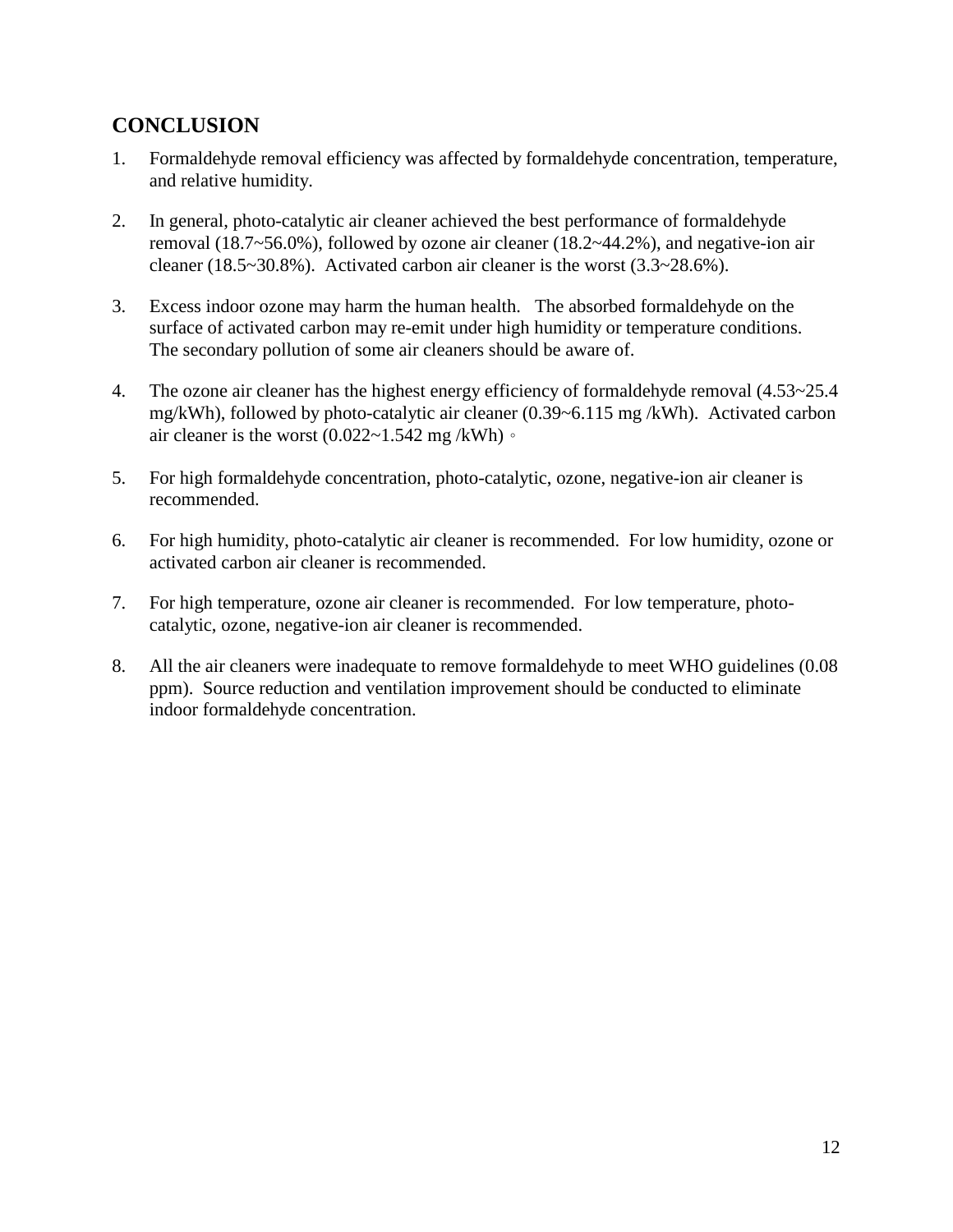## CONCLUSION

1. Formaldehyde removal efficiency was affected by formaldehyde concentration, temperature, and relative humidity.

2. In general, photo-catalytic air cleaner achieved the best performance of formaldehyde removal (18.7~56.0%), followed by ozone air cleaner (18.2~44.2%), and negative-ion air cleaner (18.5~30.8%). Activated carbon air cleaner is the worst (3.3~28.6%).

3. Excess indoor ozone may harm the human health. The absorbed formaldehyde on the surface of activated carbon may re-emit under high humidity or temperature conditions. The secondary pollution of some air cleaners should be aware of.

4. The ozone air cleaner has the highest energy efficiency of formaldehyde removal (4.53~25.4 mg/kWh), followed by photo-catalytic air cleaner (0.39~6.115 mg /kWh). Activated carbon air cleaner is the worst (0.022~1.542 mg /kWh)。

5. For high formaldehyde concentration, photo-catalytic, ozone, negative-ion air cleaner is recommended.

6. For high humidity, photo-catalytic air cleaner is recommended. For low humidity, ozone or activated carbon air cleaner is recommended.

7. For high temperature, ozone air cleaner is recommended. For low temperature, photo-catalytic, ozone, negative-ion air cleaner is recommended.

8. All the air cleaners were inadequate to remove formaldehyde to meet WHO guidelines (0.08 ppm). Source reduction and ventilation improvement should be conducted to eliminate indoor formaldehyde concentration.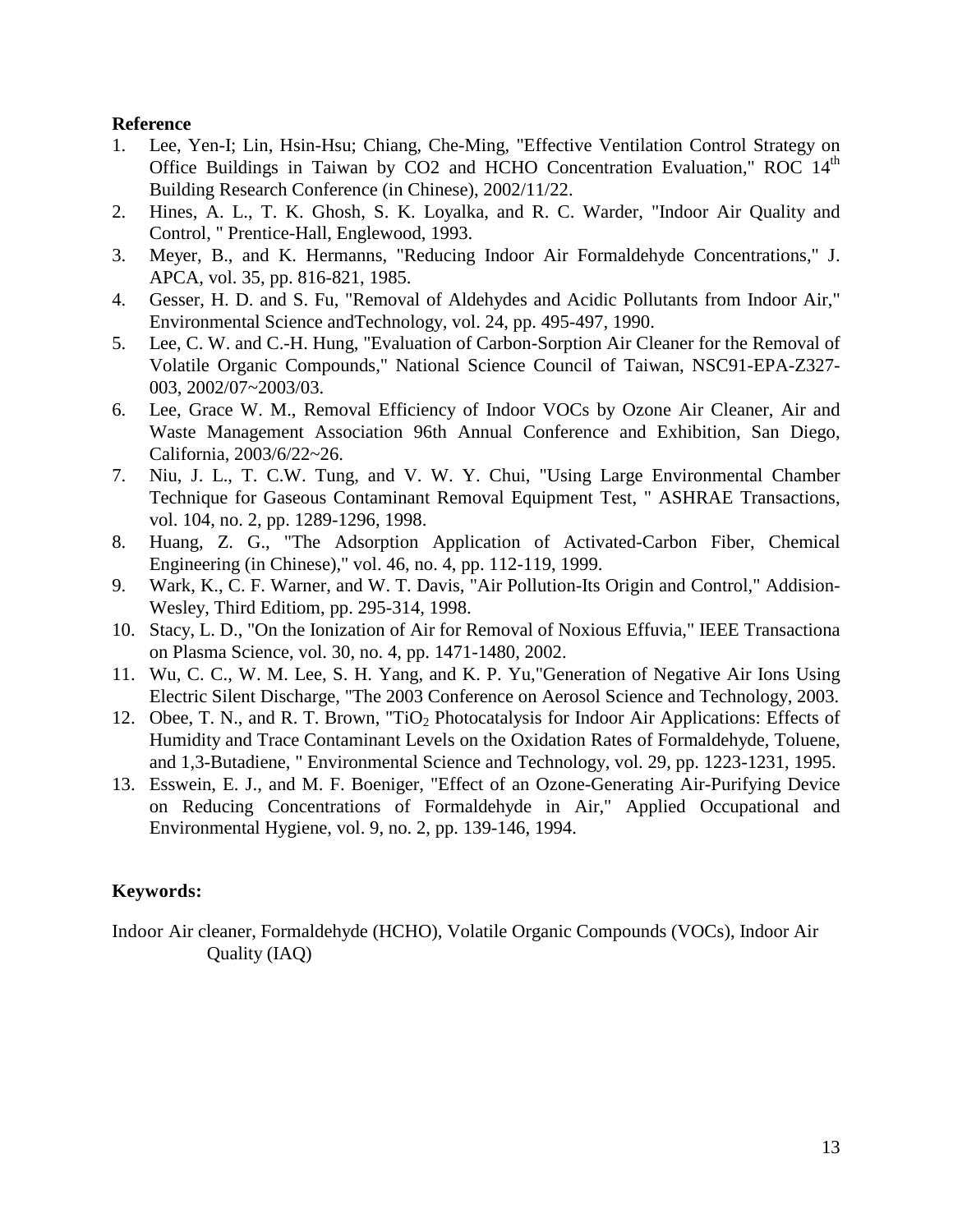**Reference**

1. Lee, Yen-I; Lin, Hsin-Hsu; Chiang, Che-Ming, "Effective Ventilation Control Strategy on Office Buildings in Taiwan by CO2 and HCHO Concentration Evaluation," ROC $14^{th}$ Building Research Conference (in Chinese), 2002/11/22.
2. Hines, A. L., T. K. Ghosh, S. K. Loyalka, and R. C. Warder, "Indoor Air Quality and Control, " Prentice-Hall, Englewood, 1993.
3. Meyer, B., and K. Hermanns, "Reducing Indoor Air Formaldehyde Concentrations," J. APCA, vol. 35, pp. 816-821, 1985.
4. Gesser, H. D. and S. Fu, "Removal of Aldehydes and Acidic Pollutants from Indoor Air," Environmental Science andTechnology, vol. 24, pp. 495-497, 1990.
5. Lee, C. W. and C.-H. Hung, "Evaluation of Carbon-Sorption Air Cleaner for the Removal of Volatile Organic Compounds," National Science Council of Taiwan, NSC91-EPA-Z327-003, 2002/07~2003/03.
6. Lee, Grace W. M., Removal Efficiency of Indoor VOCs by Ozone Air Cleaner, Air and Waste Management Association 96th Annual Conference and Exhibition, San Diego, California, 2003/6/22~26.
7. Niu, J. L., T. C.W. Tung, and V. W. Y. Chui, "Using Large Environmental Chamber Technique for Gaseous Contaminant Removal Equipment Test, " ASHRAE Transactions, vol. 104, no. 2, pp. 1289-1296, 1998.
8. Huang, Z. G., "The Adsorption Application of Activated-Carbon Fiber, Chemical Engineering (in Chinese)," vol. 46, no. 4, pp. 112-119, 1999.
9. Wark, K., C. F. Warner, and W. T. Davis, "Air Pollution-Its Origin and Control," Addision-Wesley, Third Editiom, pp. 295-314, 1998.
10. Stacy, L. D., "On the Ionization of Air for Removal of Noxious Effuvia," IEEE Transactiona on Plasma Science, vol. 30, no. 4, pp. 1471-1480, 2002.
11. Wu, C. C., W. M. Lee, S. H. Yang, and K. P. Yu,"Generation of Negative Air Ions Using Electric Silent Discharge, "The 2003 Conference on Aerosol Science and Technology, 2003.
12. Obee, T. N., and R. T. Brown, "$TiO_2$ Photocatalysis for Indoor Air Applications: Effects of Humidity and Trace Contaminant Levels on the Oxidation Rates of Formaldehyde, Toluene, and 1,3-Butadiene, " Environmental Science and Technology, vol. 29, pp. 1223-1231, 1995.
13. Esswein, E. J., and M. F. Boeniger, "Effect of an Ozone-Generating Air-Purifying Device on Reducing Concentrations of Formaldehyde in Air," Applied Occupational and Environmental Hygiene, vol. 9, no. 2, pp. 139-146, 1994.

**Keywords:**

Indoor Air cleaner, Formaldehyde (HCHO), Volatile Organic Compounds (VOCs), Indoor Air Quality (IAQ)